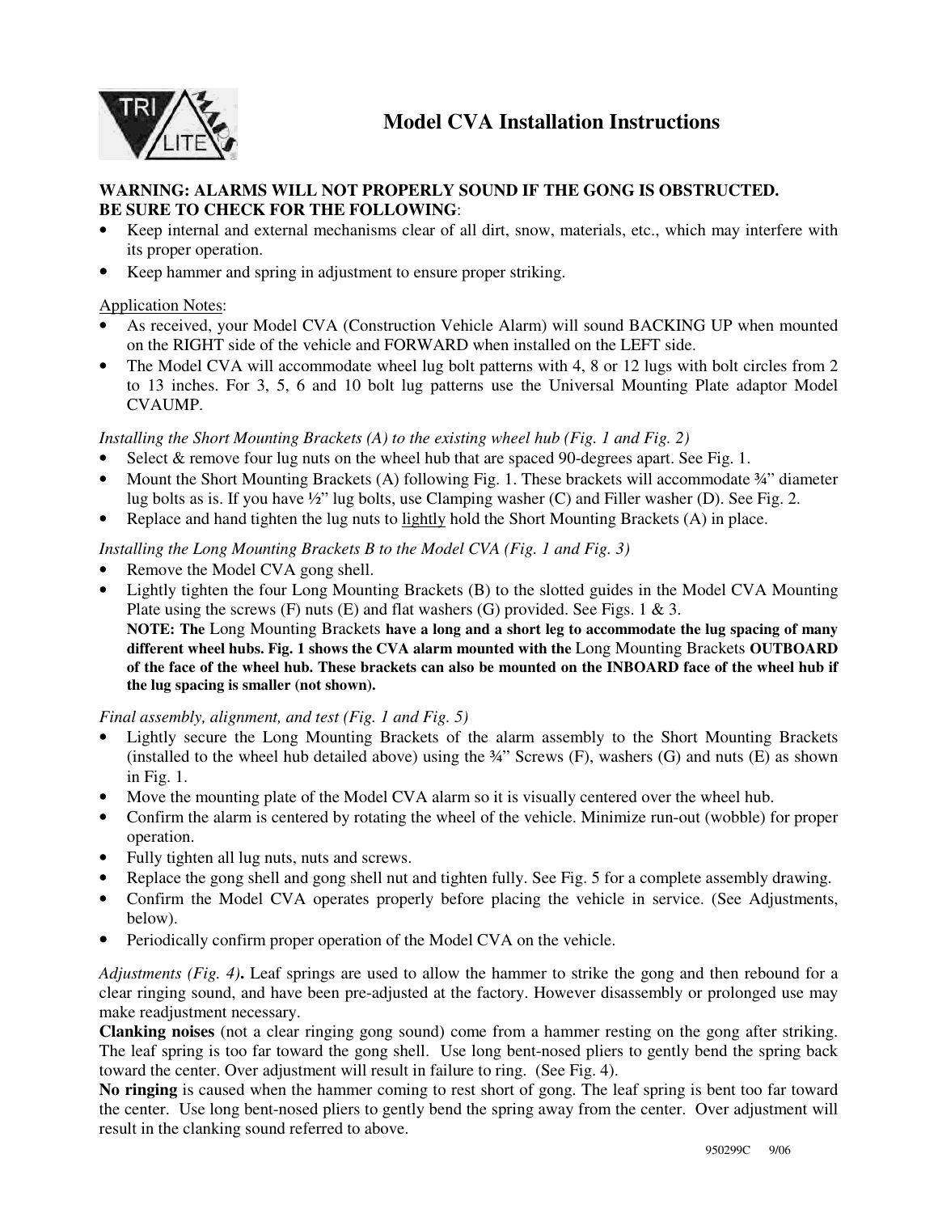# Model CVA Installation Instructions

**WARNING: ALARMS WILL NOT PROPERLY SOUND IF THE GONG IS OBSTRUCTED.**
**BE SURE TO CHECK FOR THE FOLLOWING**:

- Keep internal and external mechanisms clear of all dirt, snow, materials, etc., which may interfere with its proper operation.
- Keep hammer and spring in adjustment to ensure proper striking.

Application Notes:

- As received, your Model CVA (Construction Vehicle Alarm) will sound BACKING UP when mounted on the RIGHT side of the vehicle and FORWARD when installed on the LEFT side.
- The Model CVA will accommodate wheel lug bolt patterns with 4, 8 or 12 lugs with bolt circles from 2 to 13 inches. For 3, 5, 6 and 10 bolt lug patterns use the Universal Mounting Plate adaptor Model CVAUMP.

*Installing the Short Mounting Brackets (A) to the existing wheel hub (Fig. 1 and Fig. 2)*

- Select & remove four lug nuts on the wheel hub that are spaced 90-degrees apart. See Fig. 1.
- Mount the Short Mounting Brackets (A) following Fig. 1. These brackets will accommodate ¾" diameter lug bolts as is. If you have ½" lug bolts, use Clamping washer (C) and Filler washer (D). See Fig. 2.
- Replace and hand tighten the lug nuts to lightly hold the Short Mounting Brackets (A) in place.

*Installing the Long Mounting Brackets B to the Model CVA (Fig. 1 and Fig. 3)*

- Remove the Model CVA gong shell.
- Lightly tighten the four Long Mounting Brackets (B) to the slotted guides in the Model CVA Mounting Plate using the screws (F) nuts (E) and flat washers (G) provided. See Figs. 1 & 3.
  **NOTE: The** Long Mounting Brackets **have a long and a short leg to accommodate the lug spacing of many different wheel hubs. Fig. 1 shows the CVA alarm mounted with the** Long Mounting Brackets **OUTBOARD of the face of the wheel hub. These brackets can also be mounted on the INBOARD face of the wheel hub if the lug spacing is smaller (not shown).**

*Final assembly, alignment, and test (Fig. 1 and Fig. 5)*

- Lightly secure the Long Mounting Brackets of the alarm assembly to the Short Mounting Brackets (installed to the wheel hub detailed above) using the ¾" Screws (F), washers (G) and nuts (E) as shown in Fig. 1.
- Move the mounting plate of the Model CVA alarm so it is visually centered over the wheel hub.
- Confirm the alarm is centered by rotating the wheel of the vehicle. Minimize run-out (wobble) for proper operation.
- Fully tighten all lug nuts, nuts and screws.
- Replace the gong shell and gong shell nut and tighten fully. See Fig. 5 for a complete assembly drawing.
- Confirm the Model CVA operates properly before placing the vehicle in service. (See Adjustments, below).
- Periodically confirm proper operation of the Model CVA on the vehicle.

*Adjustments (Fig. 4)***.** Leaf springs are used to allow the hammer to strike the gong and then rebound for a clear ringing sound, and have been pre-adjusted at the factory. However disassembly or prolonged use may make readjustment necessary.

**Clanking noises** (not a clear ringing gong sound) come from a hammer resting on the gong after striking. The leaf spring is too far toward the gong shell. Use long bent-nosed pliers to gently bend the spring back toward the center. Over adjustment will result in failure to ring. (See Fig. 4).

**No ringing** is caused when the hammer coming to rest short of gong. The leaf spring is bent too far toward the center. Use long bent-nosed pliers to gently bend the spring away from the center. Over adjustment will result in the clanking sound referred to above.

950299C 9/06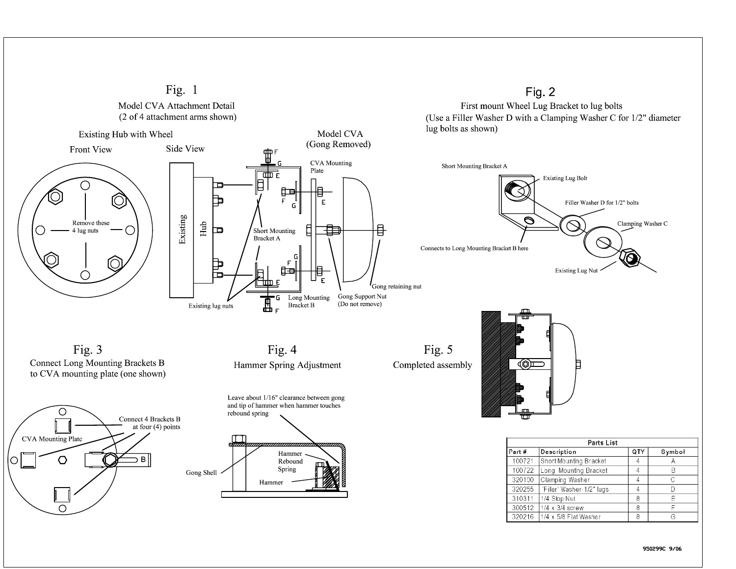## Fig. 1

Model CVA Attachment Detail
(2 of 4 attachment arms shown)

Existing Hub with Wheel

Front View

Side View

Remove these 4 lug nuts

Existing Hub

Model CVA
(Gong Removed)

F
G
E
CVA Mounting Plate
F
G
E
Short Mounting Bracket A
G
F
E
E
G
F
Long Mounting Bracket B
Existing lug nuts
Gong Support Nut
(Do not remove)
Gong retaining nut

## Fig. 2

First mount Wheel Lug Bracket to lug bolts
(Use a Filler Washer D with a Clamping Washer C for 1/2" diameter lug bolts as shown)

Short Mounting Bracket A

Existing Lug Bolt

Filler Washer D for 1/2" bolts

Clamping Washer C

Connects to Long Mounting Bracket B here

Existing Lug Nut

## Fig. 3

Connect Long Mounting Brackets B to CVA mounting plate (one shown)

Connect 4 Brackets B at four (4) points

CVA Mounting Plate

B

## Fig. 4

Hammer Spring Adjustment

Leave about 1/16" clearance between gong and tip of hammer when hammer touches rebound spring

Hammer Rebound Spring

Gong Shell

Hammer

## Fig. 5

Completed assembly

| Parts List | | | |
|---|---|---|---|
| Part # | Description | QTY | Symbol |
| 100721 | Short Mounting Bracket | 4 | A |
| 100722 | Long Mounting Bracket | 4 | B |
| 320100 | Clamping Washer | 4 | C |
| 320255 | 'Filler' Washer-1/2" lugs | 4 | D |
| 310311 | 1/4 Stop Nut | 8 | E |
| 300512 | 1/4 x 3/4 screw | 8 | F |
| 320216 | 1/4 x 5/8 Flat Washer | 8 | G |

950299C 9/06